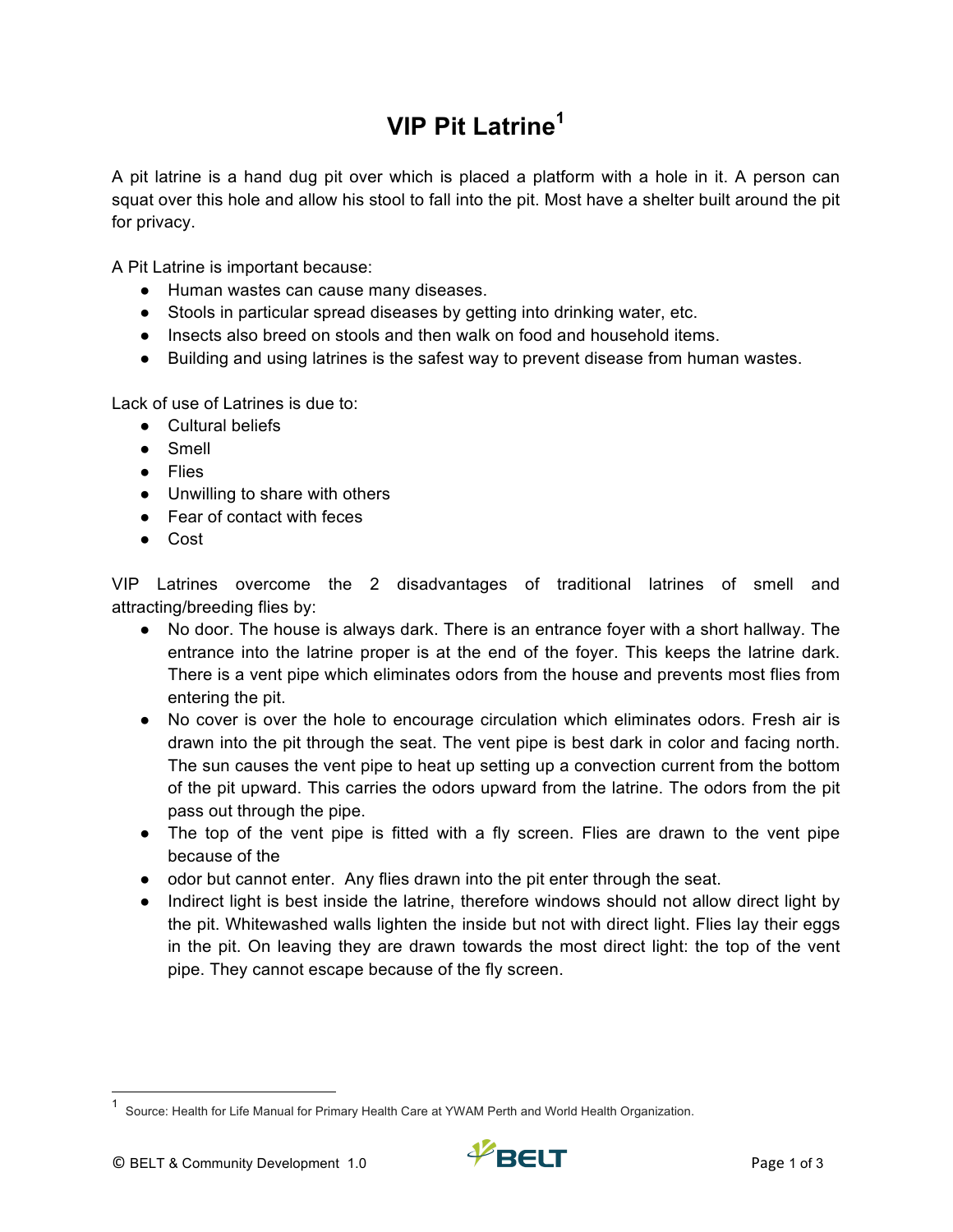# VIP Pit Latrine[1]

A pit latrine is a hand dug pit over which is placed a platform with a hole in it. A person can squat over this hole and allow his stool to fall into the pit. Most have a shelter built around the pit for privacy.

A Pit Latrine is important because:

- Human wastes can cause many diseases.
- Stools in particular spread diseases by getting into drinking water, etc.
- Insects also breed on stools and then walk on food and household items.
- Building and using latrines is the safest way to prevent disease from human wastes.

Lack of use of Latrines is due to:

- Cultural beliefs
- Smell
- Flies
- Unwilling to share with others
- Fear of contact with feces
- Cost

VIP Latrines overcome the 2 disadvantages of traditional latrines of smell and attracting/breeding flies by:

- No door. The house is always dark. There is an entrance foyer with a short hallway. The entrance into the latrine proper is at the end of the foyer. This keeps the latrine dark. There is a vent pipe which eliminates odors from the house and prevents most flies from entering the pit.
- No cover is over the hole to encourage circulation which eliminates odors. Fresh air is drawn into the pit through the seat. The vent pipe is best dark in color and facing north. The sun causes the vent pipe to heat up setting up a convection current from the bottom of the pit upward. This carries the odors upward from the latrine. The odors from the pit pass out through the pipe.
- The top of the vent pipe is fitted with a fly screen. Flies are drawn to the vent pipe because of the
- odor but cannot enter. Any flies drawn into the pit enter through the seat.
- Indirect light is best inside the latrine, therefore windows should not allow direct light by the pit. Whitewashed walls lighten the inside but not with direct light. Flies lay their eggs in the pit. On leaving they are drawn towards the most direct light: the top of the vent pipe. They cannot escape because of the fly screen.

[1] Source: Health for Life Manual for Primary Health Care at YWAM Perth and World Health Organization.

© BELT & Community Development 1.0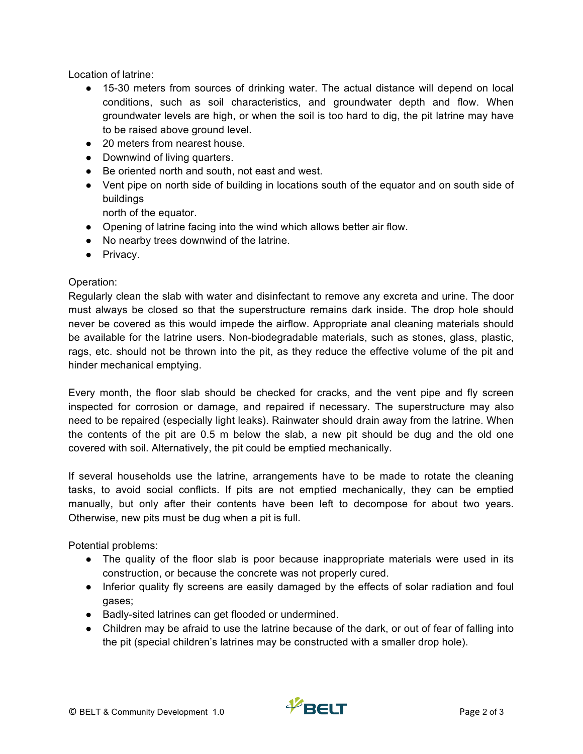Location of latrine:

- 15-30 meters from sources of drinking water. The actual distance will depend on local conditions, such as soil characteristics, and groundwater depth and flow. When groundwater levels are high, or when the soil is too hard to dig, the pit latrine may have to be raised above ground level.
- 20 meters from nearest house.
- Downwind of living quarters.
- Be oriented north and south, not east and west.
- Vent pipe on north side of building in locations south of the equator and on south side of buildings north of the equator.
- Opening of latrine facing into the wind which allows better air flow.
- No nearby trees downwind of the latrine.
- Privacy.

Operation:

Regularly clean the slab with water and disinfectant to remove any excreta and urine. The door must always be closed so that the superstructure remains dark inside. The drop hole should never be covered as this would impede the airflow. Appropriate anal cleaning materials should be available for the latrine users. Non-biodegradable materials, such as stones, glass, plastic, rags, etc. should not be thrown into the pit, as they reduce the effective volume of the pit and hinder mechanical emptying.

Every month, the floor slab should be checked for cracks, and the vent pipe and fly screen inspected for corrosion or damage, and repaired if necessary. The superstructure may also need to be repaired (especially light leaks). Rainwater should drain away from the latrine. When the contents of the pit are 0.5 m below the slab, a new pit should be dug and the old one covered with soil. Alternatively, the pit could be emptied mechanically.

If several households use the latrine, arrangements have to be made to rotate the cleaning tasks, to avoid social conflicts. If pits are not emptied mechanically, they can be emptied manually, but only after their contents have been left to decompose for about two years. Otherwise, new pits must be dug when a pit is full.

Potential problems:

- The quality of the floor slab is poor because inappropriate materials were used in its construction, or because the concrete was not properly cured.
- Inferior quality fly screens are easily damaged by the effects of solar radiation and foul gases;
- Badly-sited latrines can get flooded or undermined.
- Children may be afraid to use the latrine because of the dark, or out of fear of falling into the pit (special children's latrines may be constructed with a smaller drop hole).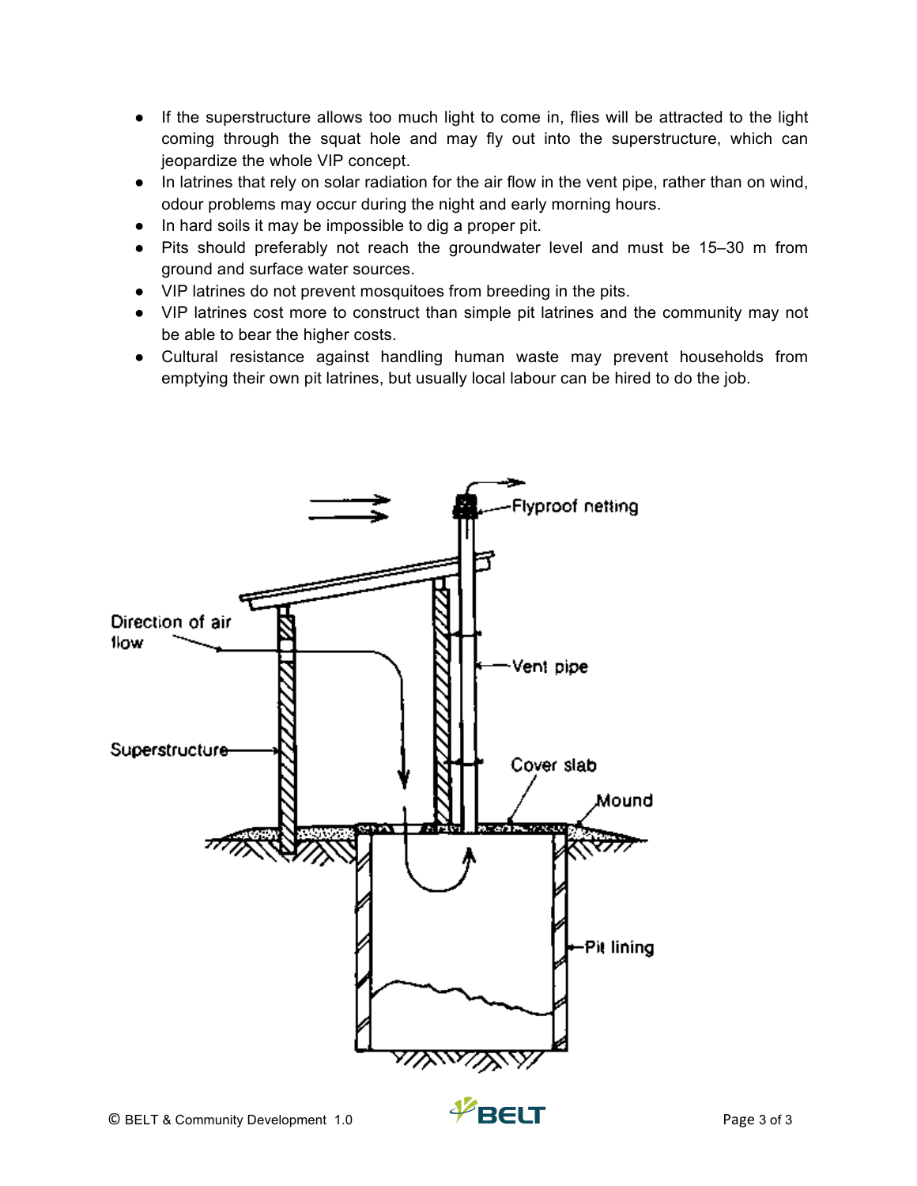- If the superstructure allows too much light to come in, flies will be attracted to the light coming through the squat hole and may fly out into the superstructure, which can jeopardize the whole VIP concept.
- In latrines that rely on solar radiation for the air flow in the vent pipe, rather than on wind, odour problems may occur during the night and early morning hours.
- In hard soils it may be impossible to dig a proper pit.
- Pits should preferably not reach the groundwater level and must be 15–30 m from ground and surface water sources.
- VIP latrines do not prevent mosquitoes from breeding in the pits.
- VIP latrines cost more to construct than simple pit latrines and the community may not be able to bear the higher costs.
- Cultural resistance against handling human waste may prevent households from emptying their own pit latrines, but usually local labour can be hired to do the job.

Flyproof netting

Direction of air flow

Vent pipe

Superstructure

Cover slab

Mound

Pit lining